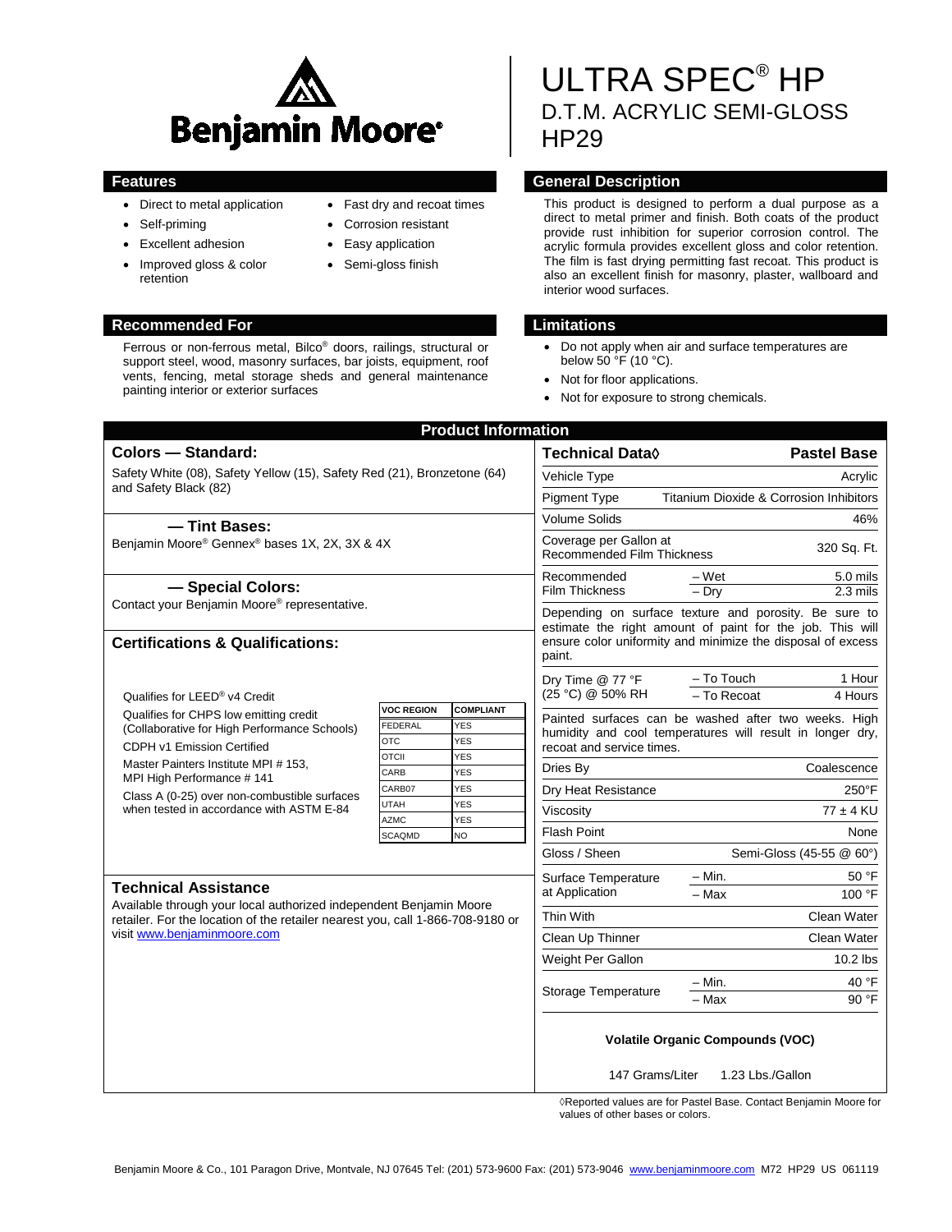# ULTRA SPEC® HP

## D.T.M. ACRYLIC SEMI-GLOSS

## HP29

Benjamin Moore®

## Features

- Direct to metal application
- Self-priming
- Excellent adhesion
- Improved gloss & color retention
- Fast dry and recoat times
- Corrosion resistant
- Easy application
- Semi-gloss finish

## General Description

This product is designed to perform a dual purpose as a direct to metal primer and finish. Both coats of the product provide rust inhibition for superior corrosion control. The acrylic formula provides excellent gloss and color retention. The film is fast drying permitting fast recoat. This product is also an excellent finish for masonry, plaster, wallboard and interior wood surfaces.

## Recommended For

Ferrous or non-ferrous metal, Bilco® doors, railings, structural or support steel, wood, masonry surfaces, bar joists, equipment, roof vents, fencing, metal storage sheds and general maintenance painting interior or exterior surfaces

## Limitations

- Do not apply when air and surface temperatures are below 50 °F (10 °C).
- Not for floor applications.
- Not for exposure to strong chemicals.

## Product Information

### Colors — Standard:

Safety White (08), Safety Yellow (15), Safety Red (21), Bronzetone (64) and Safety Black (82)

### — Tint Bases:

Benjamin Moore® Gennex® bases 1X, 2X, 3X & 4X

### — Special Colors:

Contact your Benjamin Moore® representative.

### Certifications & Qualifications:

Qualifies for LEED® v4 Credit

Qualifies for CHPS low emitting credit (Collaborative for High Performance Schools)

CDPH v1 Emission Certified

Master Painters Institute MPI # 153, MPI High Performance # 141

Class A (0-25) over non-combustible surfaces when tested in accordance with ASTM E-84

| VOC REGION | COMPLIANT |
|---|---|
| FEDERAL | YES |
| OTC | YES |
| OTCII | YES |
| CARB | YES |
| CARB07 | YES |
| UTAH | YES |
| AZMC | YES |
| SCAQMD | NO |

### Technical Assistance

Available through your local authorized independent Benjamin Moore retailer. For the location of the retailer nearest you, call 1-866-708-9180 or visit www.benjaminmoore.com

| Technical Data◊ | | Pastel Base |
|---|---|---|
| Vehicle Type | | Acrylic |
| Pigment Type | | Titanium Dioxide & Corrosion Inhibitors |
| Volume Solids | | 46% |
| Coverage per Gallon at Recommended Film Thickness | | 320 Sq. Ft. |
| Recommended Film Thickness | – Wet | 5.0 mils |
| | – Dry | 2.3 mils |

Depending on surface texture and porosity. Be sure to estimate the right amount of paint for the job. This will ensure color uniformity and minimize the disposal of excess paint.

| | | |
|---|---|---|
| Dry Time @ 77 °F (25 °C) @ 50% RH | – To Touch | 1 Hour |
| | – To Recoat | 4 Hours |

Painted surfaces can be washed after two weeks. High humidity and cool temperatures will result in longer dry, recoat and service times.

| | | |
|---|---|---|
| Dries By | | Coalescence |
| Dry Heat Resistance | | 250°F |
| Viscosity | | 77 ± 4 KU |
| Flash Point | | None |
| Gloss / Sheen | | Semi-Gloss (45-55 @ 60°) |
| Surface Temperature at Application | – Min. | 50 °F |
| | – Max | 100 °F |
| Thin With | | Clean Water |
| Clean Up Thinner | | Clean Water |
| Weight Per Gallon | | 10.2 lbs |
| Storage Temperature | – Min. | 40 °F |
| | – Max | 90 °F |

**Volatile Organic Compounds (VOC)**

147 Grams/Liter 1.23 Lbs./Gallon

◊Reported values are for Pastel Base. Contact Benjamin Moore for values of other bases or colors.

Benjamin Moore & Co., 101 Paragon Drive, Montvale, NJ 07645 Tel: (201) 573-9600 Fax: (201) 573-9046 www.benjaminmoore.com M72 HP29 US 061119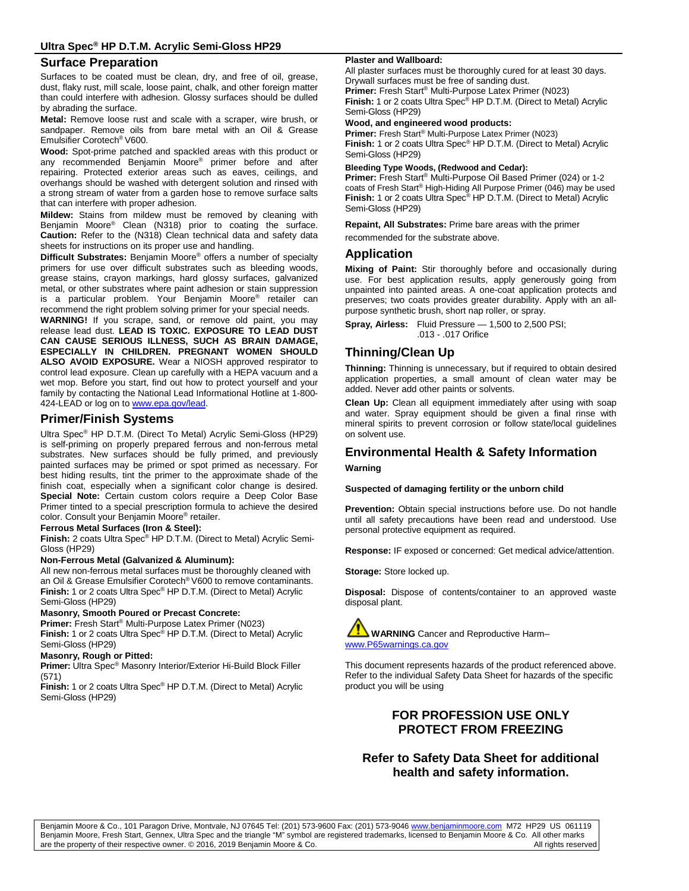## Surface Preparation

Surfaces to be coated must be clean, dry, and free of oil, grease, dust, flaky rust, mill scale, loose paint, chalk, and other foreign matter than could interfere with adhesion. Glossy surfaces should be dulled by abrading the surface.

**Metal:** Remove loose rust and scale with a scraper, wire brush, or sandpaper. Remove oils from bare metal with an Oil & Grease Emulsifier Corotech® V600.

**Wood:** Spot-prime patched and spackled areas with this product or any recommended Benjamin Moore® primer before and after repairing. Protected exterior areas such as eaves, ceilings, and overhangs should be washed with detergent solution and rinsed with a strong stream of water from a garden hose to remove surface salts that can interfere with proper adhesion.

**Mildew:** Stains from mildew must be removed by cleaning with Benjamin Moore® Clean (N318) prior to coating the surface. **Caution:** Refer to the (N318) Clean technical data and safety data sheets for instructions on its proper use and handling.

**Difficult Substrates:** Benjamin Moore® offers a number of specialty primers for use over difficult substrates such as bleeding woods, grease stains, crayon markings, hard glossy surfaces, galvanized metal, or other substrates where paint adhesion or stain suppression is a particular problem. Your Benjamin Moore® retailer can recommend the right problem solving primer for your special needs.

**WARNING!** If you scrape, sand, or remove old paint, you may release lead dust. **LEAD IS TOXIC. EXPOSURE TO LEAD DUST CAN CAUSE SERIOUS ILLNESS, SUCH AS BRAIN DAMAGE, ESPECIALLY IN CHILDREN. PREGNANT WOMEN SHOULD ALSO AVOID EXPOSURE.** Wear a NIOSH approved respirator to control lead exposure. Clean up carefully with a HEPA vacuum and a wet mop. Before you start, find out how to protect yourself and your family by contacting the National Lead Informational Hotline at 1-800-424-LEAD or log on to www.epa.gov/lead.

## Primer/Finish Systems

Ultra Spec® HP D.T.M. (Direct To Metal) Acrylic Semi-Gloss (HP29) is self-priming on properly prepared ferrous and non-ferrous metal substrates. New surfaces should be fully primed, and previously painted surfaces may be primed or spot primed as necessary. For best hiding results, tint the primer to the approximate shade of the finish coat, especially when a significant color change is desired. **Special Note:** Certain custom colors require a Deep Color Base Primer tinted to a special prescription formula to achieve the desired color. Consult your Benjamin Moore® retailer.

**Ferrous Metal Surfaces (Iron & Steel):**
**Finish:** 2 coats Ultra Spec® HP D.T.M. (Direct to Metal) Acrylic Semi-Gloss (HP29)

**Non-Ferrous Metal (Galvanized & Aluminum):**
All new non-ferrous metal surfaces must be thoroughly cleaned with an Oil & Grease Emulsifier Corotech® V600 to remove contaminants.
**Finish:** 1 or 2 coats Ultra Spec® HP D.T.M. (Direct to Metal) Acrylic Semi-Gloss (HP29)

**Masonry, Smooth Poured or Precast Concrete:**
**Primer:** Fresh Start® Multi-Purpose Latex Primer (N023)
**Finish:** 1 or 2 coats Ultra Spec® HP D.T.M. (Direct to Metal) Acrylic Semi-Gloss (HP29)

**Masonry, Rough or Pitted:**
**Primer:** Ultra Spec® Masonry Interior/Exterior Hi-Build Block Filler (571)
**Finish:** 1 or 2 coats Ultra Spec® HP D.T.M. (Direct to Metal) Acrylic Semi-Gloss (HP29)

**Plaster and Wallboard:**
All plaster surfaces must be thoroughly cured for at least 30 days. Drywall surfaces must be free of sanding dust.
**Primer:** Fresh Start® Multi-Purpose Latex Primer (N023)
**Finish:** 1 or 2 coats Ultra Spec® HP D.T.M. (Direct to Metal) Acrylic Semi-Gloss (HP29)

**Wood, and engineered wood products:**
**Primer:** Fresh Start® Multi-Purpose Latex Primer (N023)
**Finish:** 1 or 2 coats Ultra Spec® HP D.T.M. (Direct to Metal) Acrylic Semi-Gloss (HP29)

**Bleeding Type Woods, (Redwood and Cedar):**
**Primer:** Fresh Start® Multi-Purpose Oil Based Primer (024) or 1-2 coats of Fresh Start® High-Hiding All Purpose Primer (046) may be used
**Finish:** 1 or 2 coats Ultra Spec® HP D.T.M. (Direct to Metal) Acrylic Semi-Gloss (HP29)

**Repaint, All Substrates:** Prime bare areas with the primer recommended for the substrate above.

## Application

**Mixing of Paint:** Stir thoroughly before and occasionally during use. For best application results, apply generously going from unpainted into painted areas. A one-coat application protects and preserves; two coats provides greater durability. Apply with an all-purpose synthetic brush, short nap roller, or spray.

**Spray, Airless:** Fluid Pressure — 1,500 to 2,500 PSI; .013 - .017 Orifice

## Thinning/Clean Up

**Thinning:** Thinning is unnecessary, but if required to obtain desired application properties, a small amount of clean water may be added. Never add other paints or solvents.

**Clean Up:** Clean all equipment immediately after using with soap and water. Spray equipment should be given a final rinse with mineral spirits to prevent corrosion or follow state/local guidelines on solvent use.

## Environmental Health & Safety Information

**Warning**

**Suspected of damaging fertility or the unborn child**

**Prevention:** Obtain special instructions before use. Do not handle until all safety precautions have been read and understood. Use personal protective equipment as required.

**Response:** IF exposed or concerned: Get medical advice/attention.

**Storage:** Store locked up.

**Disposal:** Dispose of contents/container to an approved waste disposal plant.

**WARNING** Cancer and Reproductive Harm– www.P65warnings.ca.gov

This document represents hazards of the product referenced above. Refer to the individual Safety Data Sheet for hazards of the specific product you will be using

**FOR PROFESSION USE ONLY**
**PROTECT FROM FREEZING**

**Refer to Safety Data Sheet for additional health and safety information.**

Benjamin Moore & Co., 101 Paragon Drive, Montvale, NJ 07645 Tel: (201) 573-9600 Fax: (201) 573-9046 www.benjaminmoore.com M72 HP29 US 061119
Benjamin Moore, Fresh Start, Gennex, Ultra Spec and the triangle "M" symbol are registered trademarks, licensed to Benjamin Moore & Co. All other marks are the property of their respective owner. © 2016, 2019 Benjamin Moore & Co. All rights reserved